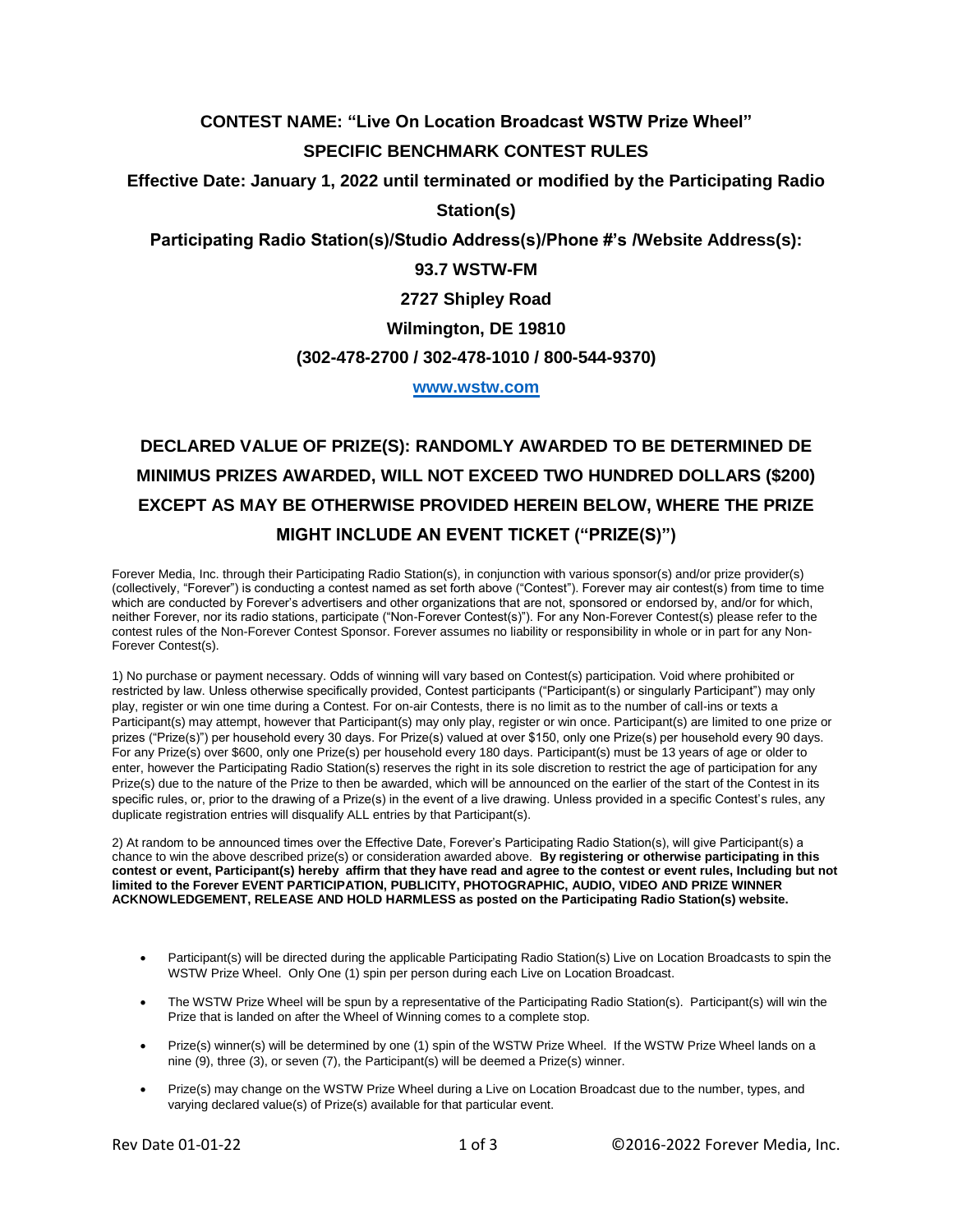# CONTEST NAME: "Live On Location Broadcast WSTW Prize Wheel"

## SPECIFIC BENCHMARK CONTEST RULES

**Effective Date: January 1, 2022 until terminated or modified by the Participating Radio Station(s)**

**Participating Radio Station(s)/Studio Address(s)/Phone #'s /Website Address(s):**

**93.7 WSTW-FM**

**2727 Shipley Road**

**Wilmington, DE 19810**

**(302-478-2700 / 302-478-1010 / 800-544-9370)**

**www.wstw.com**

## DECLARED VALUE OF PRIZE(S): RANDOMLY AWARDED TO BE DETERMINED DE MINIMUS PRIZES AWARDED, WILL NOT EXCEED TWO HUNDRED DOLLARS ($200) EXCEPT AS MAY BE OTHERWISE PROVIDED HEREIN BELOW, WHERE THE PRIZE MIGHT INCLUDE AN EVENT TICKET ("PRIZE(S)")

Forever Media, Inc. through their Participating Radio Station(s), in conjunction with various sponsor(s) and/or prize provider(s) (collectively, "Forever") is conducting a contest named as set forth above ("Contest"). Forever may air contest(s) from time to time which are conducted by Forever's advertisers and other organizations that are not, sponsored or endorsed by, and/or for which, neither Forever, nor its radio stations, participate ("Non-Forever Contest(s)"). For any Non-Forever Contest(s) please refer to the contest rules of the Non-Forever Contest Sponsor. Forever assumes no liability or responsibility in whole or in part for any Non-Forever Contest(s).

1) No purchase or payment necessary. Odds of winning will vary based on Contest(s) participation. Void where prohibited or restricted by law. Unless otherwise specifically provided, Contest participants ("Participant(s) or singularly Participant") may only play, register or win one time during a Contest. For on-air Contests, there is no limit as to the number of call-ins or texts a Participant(s) may attempt, however that Participant(s) may only play, register or win once. Participant(s) are limited to one prize or prizes ("Prize(s)") per household every 30 days. For Prize(s) valued at over $150, only one Prize(s) per household every 90 days. For any Prize(s) over $600, only one Prize(s) per household every 180 days. Participant(s) must be 13 years of age or older to enter, however the Participating Radio Station(s) reserves the right in its sole discretion to restrict the age of participation for any Prize(s) due to the nature of the Prize to then be awarded, which will be announced on the earlier of the start of the Contest in its specific rules, or, prior to the drawing of a Prize(s) in the event of a live drawing. Unless provided in a specific Contest's rules, any duplicate registration entries will disqualify ALL entries by that Participant(s).

2) At random to be announced times over the Effective Date, Forever's Participating Radio Station(s), will give Participant(s) a chance to win the above described prize(s) or consideration awarded above. **By registering or otherwise participating in this contest or event, Participant(s) hereby affirm that they have read and agree to the contest or event rules, Including but not limited to the Forever EVENT PARTICIPATION, PUBLICITY, PHOTOGRAPHIC, AUDIO, VIDEO AND PRIZE WINNER ACKNOWLEDGEMENT, RELEASE AND HOLD HARMLESS as posted on the Participating Radio Station(s) website.**

- Participant(s) will be directed during the applicable Participating Radio Station(s) Live on Location Broadcasts to spin the WSTW Prize Wheel. Only One (1) spin per person during each Live on Location Broadcast.
- The WSTW Prize Wheel will be spun by a representative of the Participating Radio Station(s). Participant(s) will win the Prize that is landed on after the Wheel of Winning comes to a complete stop.
- Prize(s) winner(s) will be determined by one (1) spin of the WSTW Prize Wheel. If the WSTW Prize Wheel lands on a nine (9), three (3), or seven (7), the Participant(s) will be deemed a Prize(s) winner.
- Prize(s) may change on the WSTW Prize Wheel during a Live on Location Broadcast due to the number, types, and varying declared value(s) of Prize(s) available for that particular event.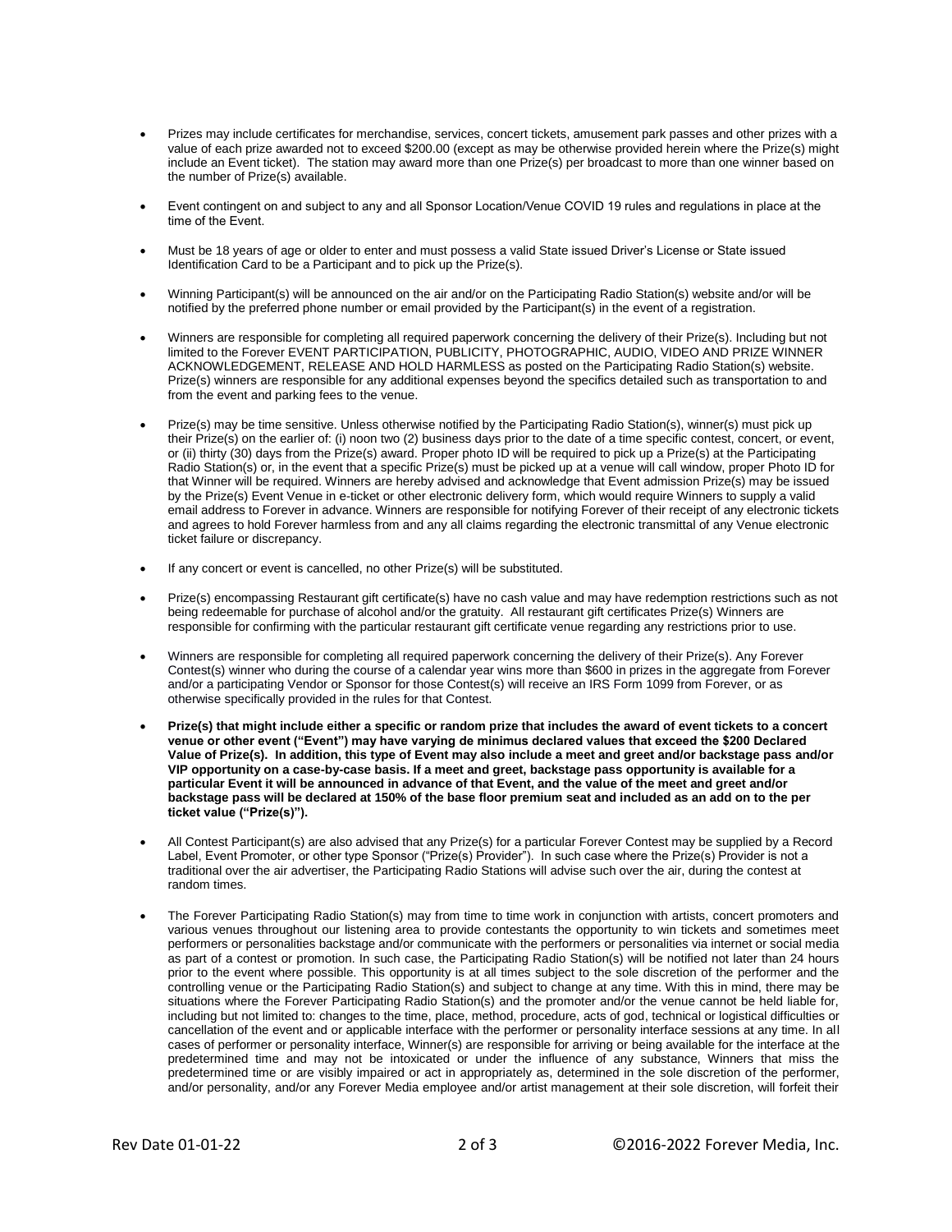- Prizes may include certificates for merchandise, services, concert tickets, amusement park passes and other prizes with a value of each prize awarded not to exceed $200.00 (except as may be otherwise provided herein where the Prize(s) might include an Event ticket). The station may award more than one Prize(s) per broadcast to more than one winner based on the number of Prize(s) available.

- Event contingent on and subject to any and all Sponsor Location/Venue COVID 19 rules and regulations in place at the time of the Event.

- Must be 18 years of age or older to enter and must possess a valid State issued Driver's License or State issued Identification Card to be a Participant and to pick up the Prize(s).

- Winning Participant(s) will be announced on the air and/or on the Participating Radio Station(s) website and/or will be notified by the preferred phone number or email provided by the Participant(s) in the event of a registration.

- Winners are responsible for completing all required paperwork concerning the delivery of their Prize(s). Including but not limited to the Forever EVENT PARTICIPATION, PUBLICITY, PHOTOGRAPHIC, AUDIO, VIDEO AND PRIZE WINNER ACKNOWLEDGEMENT, RELEASE AND HOLD HARMLESS as posted on the Participating Radio Station(s) website. Prize(s) winners are responsible for any additional expenses beyond the specifics detailed such as transportation to and from the event and parking fees to the venue.

- Prize(s) may be time sensitive. Unless otherwise notified by the Participating Radio Station(s), winner(s) must pick up their Prize(s) on the earlier of: (i) noon two (2) business days prior to the date of a time specific contest, concert, or event, or (ii) thirty (30) days from the Prize(s) award. Proper photo ID will be required to pick up a Prize(s) at the Participating Radio Station(s) or, in the event that a specific Prize(s) must be picked up at a venue will call window, proper Photo ID for that Winner will be required. Winners are hereby advised and acknowledge that Event admission Prize(s) may be issued by the Prize(s) Event Venue in e-ticket or other electronic delivery form, which would require Winners to supply a valid email address to Forever in advance. Winners are responsible for notifying Forever of their receipt of any electronic tickets and agrees to hold Forever harmless from and any all claims regarding the electronic transmittal of any Venue electronic ticket failure or discrepancy.

- If any concert or event is cancelled, no other Prize(s) will be substituted.

- Prize(s) encompassing Restaurant gift certificate(s) have no cash value and may have redemption restrictions such as not being redeemable for purchase of alcohol and/or the gratuity. All restaurant gift certificates Prize(s) Winners are responsible for confirming with the particular restaurant gift certificate venue regarding any restrictions prior to use.

- Winners are responsible for completing all required paperwork concerning the delivery of their Prize(s). Any Forever Contest(s) winner who during the course of a calendar year wins more than $600 in prizes in the aggregate from Forever and/or a participating Vendor or Sponsor for those Contest(s) will receive an IRS Form 1099 from Forever, or as otherwise specifically provided in the rules for that Contest.

- **Prize(s) that might include either a specific or random prize that includes the award of event tickets to a concert venue or other event ("Event") may have varying de minimus declared values that exceed the $200 Declared Value of Prize(s). In addition, this type of Event may also include a meet and greet and/or backstage pass and/or VIP opportunity on a case-by-case basis. If a meet and greet, backstage pass opportunity is available for a particular Event it will be announced in advance of that Event, and the value of the meet and greet and/or backstage pass will be declared at 150% of the base floor premium seat and included as an add on to the per ticket value ("Prize(s)").**

- All Contest Participant(s) are also advised that any Prize(s) for a particular Forever Contest may be supplied by a Record Label, Event Promoter, or other type Sponsor ("Prize(s) Provider"). In such case where the Prize(s) Provider is not a traditional over the air advertiser, the Participating Radio Stations will advise such over the air, during the contest at random times.

- The Forever Participating Radio Station(s) may from time to time work in conjunction with artists, concert promoters and various venues throughout our listening area to provide contestants the opportunity to win tickets and sometimes meet performers or personalities backstage and/or communicate with the performers or personalities via internet or social media as part of a contest or promotion. In such case, the Participating Radio Station(s) will be notified not later than 24 hours prior to the event where possible. This opportunity is at all times subject to the sole discretion of the performer and the controlling venue or the Participating Radio Station(s) and subject to change at any time. With this in mind, there may be situations where the Forever Participating Radio Station(s) and the promoter and/or the venue cannot be held liable for, including but not limited to: changes to the time, place, method, procedure, acts of god, technical or logistical difficulties or cancellation of the event and or applicable interface with the performer or personality interface sessions at any time. In all cases of performer or personality interface, Winner(s) are responsible for arriving or being available for the interface at the predetermined time and may not be intoxicated or under the influence of any substance, Winners that miss the predetermined time or are visibly impaired or act in appropriately as, determined in the sole discretion of the performer, and/or personality, and/or any Forever Media employee and/or artist management at their sole discretion, will forfeit their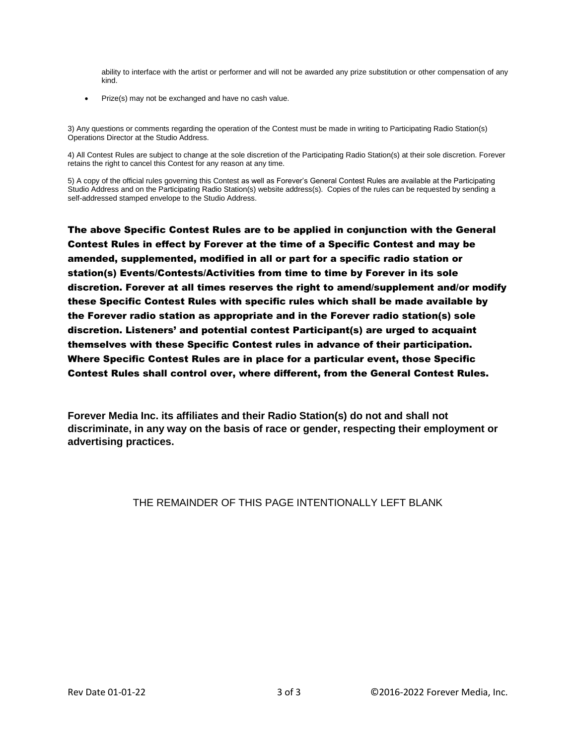ability to interface with the artist or performer and will not be awarded any prize substitution or other compensation of any kind.

- Prize(s) may not be exchanged and have no cash value.

3) Any questions or comments regarding the operation of the Contest must be made in writing to Participating Radio Station(s) Operations Director at the Studio Address.

4) All Contest Rules are subject to change at the sole discretion of the Participating Radio Station(s) at their sole discretion. Forever retains the right to cancel this Contest for any reason at any time.

5) A copy of the official rules governing this Contest as well as Forever's General Contest Rules are available at the Participating Studio Address and on the Participating Radio Station(s) website address(s). Copies of the rules can be requested by sending a self-addressed stamped envelope to the Studio Address.

**The above Specific Contest Rules are to be applied in conjunction with the General Contest Rules in effect by Forever at the time of a Specific Contest and may be amended, supplemented, modified in all or part for a specific radio station or station(s) Events/Contests/Activities from time to time by Forever in its sole discretion. Forever at all times reserves the right to amend/supplement and/or modify these Specific Contest Rules with specific rules which shall be made available by the Forever radio station as appropriate and in the Forever radio station(s) sole discretion. Listeners' and potential contest Participant(s) are urged to acquaint themselves with these Specific Contest rules in advance of their participation. Where Specific Contest Rules are in place for a particular event, those Specific Contest Rules shall control over, where different, from the General Contest Rules.**

**Forever Media Inc. its affiliates and their Radio Station(s) do not and shall not discriminate, in any way on the basis of race or gender, respecting their employment or advertising practices.**

THE REMAINDER OF THIS PAGE INTENTIONALLY LEFT BLANK